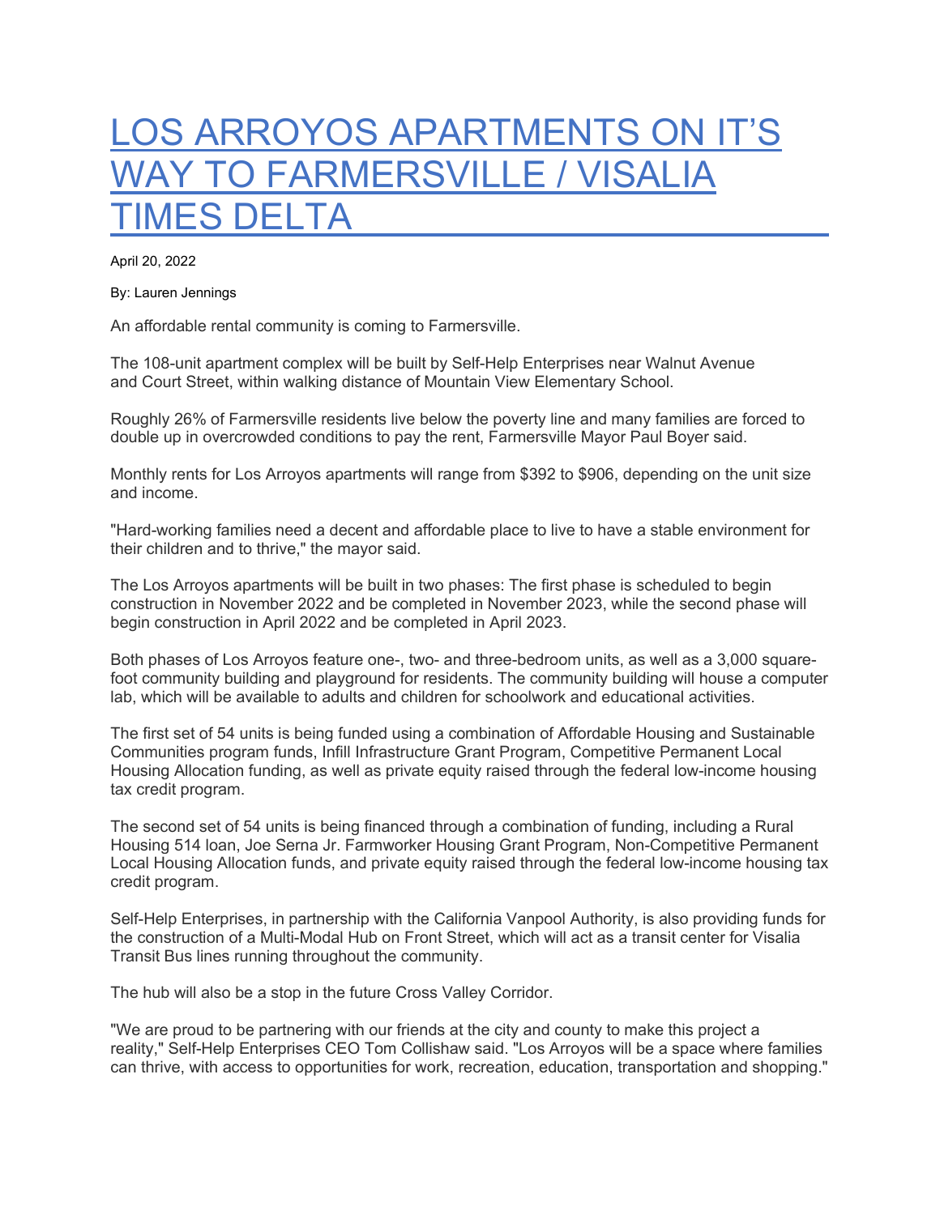# LOS ARROYOS APARTMENTS ON IT'S WAY TO FARMERSVILLE / VISALIA TIMES DELTA

April 20, 2022

By: Lauren Jennings

An affordable rental community is coming to Farmersville.

The 108-unit apartment complex will be built by Self-Help Enterprises near Walnut Avenue and Court Street, within walking distance of Mountain View Elementary School.

Roughly 26% of Farmersville residents live below the poverty line and many families are forced to double up in overcrowded conditions to pay the rent, Farmersville Mayor Paul Boyer said.

Monthly rents for Los Arroyos apartments will range from $392 to $906, depending on the unit size and income.

"Hard-working families need a decent and affordable place to live to have a stable environment for their children and to thrive," the mayor said.

The Los Arroyos apartments will be built in two phases: The first phase is scheduled to begin construction in November 2022 and be completed in November 2023, while the second phase will begin construction in April 2022 and be completed in April 2023.

Both phases of Los Arroyos feature one-, two- and three-bedroom units, as well as a 3,000 square-foot community building and playground for residents. The community building will house a computer lab, which will be available to adults and children for schoolwork and educational activities.

The first set of 54 units is being funded using a combination of Affordable Housing and Sustainable Communities program funds, Infill Infrastructure Grant Program, Competitive Permanent Local Housing Allocation funding, as well as private equity raised through the federal low-income housing tax credit program.

The second set of 54 units is being financed through a combination of funding, including a Rural Housing 514 loan, Joe Serna Jr. Farmworker Housing Grant Program, Non-Competitive Permanent Local Housing Allocation funds, and private equity raised through the federal low-income housing tax credit program.

Self-Help Enterprises, in partnership with the California Vanpool Authority, is also providing funds for the construction of a Multi-Modal Hub on Front Street, which will act as a transit center for Visalia Transit Bus lines running throughout the community.

The hub will also be a stop in the future Cross Valley Corridor.

"We are proud to be partnering with our friends at the city and county to make this project a reality," Self-Help Enterprises CEO Tom Collishaw said. "Los Arroyos will be a space where families can thrive, with access to opportunities for work, recreation, education, transportation and shopping."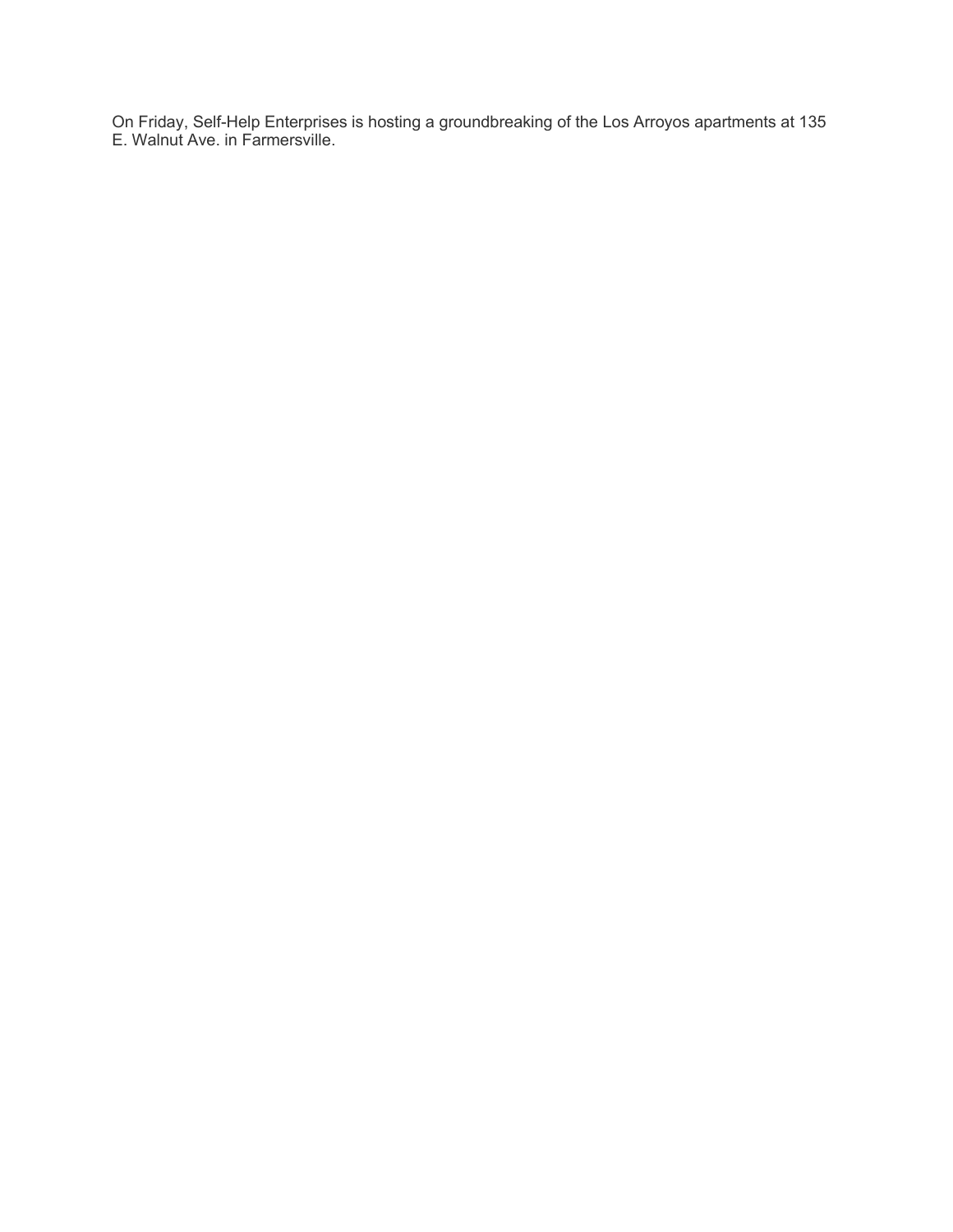On Friday, Self-Help Enterprises is hosting a groundbreaking of the Los Arroyos apartments at 135 E. Walnut Ave. in Farmersville.